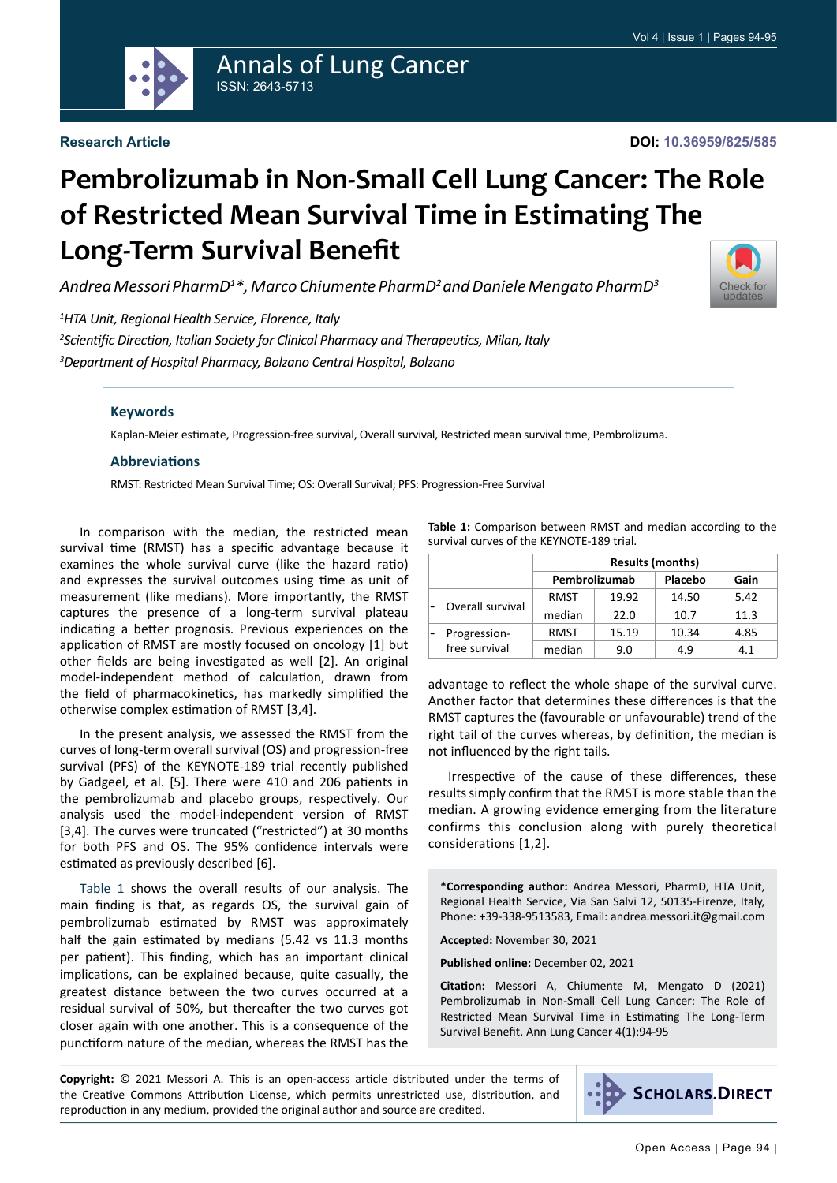**Research Article**

**DOI: 10.36959/825/585**

# Pembrolizumab in Non-Small Cell Lung Cancer: The Role of Restricted Mean Survival Time in Estimating The Long-Term Survival Benefit

*Andrea Messori PharmD[1]\*, Marco Chiumente PharmD[2] and Daniele Mengato PharmD[3]*

*[1]HTA Unit, Regional Health Service, Florence, Italy*

*[2]Scientific Direction, Italian Society for Clinical Pharmacy and Therapeutics, Milan, Italy*

*[3]Department of Hospital Pharmacy, Bolzano Central Hospital, Bolzano*

### Keywords

Kaplan-Meier estimate, Progression-free survival, Overall survival, Restricted mean survival time, Pembrolizuma.

### Abbreviations

RMST: Restricted Mean Survival Time; OS: Overall Survival; PFS: Progression-Free Survival

In comparison with the median, the restricted mean survival time (RMST) has a specific advantage because it examines the whole survival curve (like the hazard ratio) and expresses the survival outcomes using time as unit of measurement (like medians). More importantly, the RMST captures the presence of a long-term survival plateau indicating a better prognosis. Previous experiences on the application of RMST are mostly focused on oncology [1] but other fields are being investigated as well [2]. An original model-independent method of calculation, drawn from the field of pharmacokinetics, has markedly simplified the otherwise complex estimation of RMST [3,4].

In the present analysis, we assessed the RMST from the curves of long-term overall survival (OS) and progression-free survival (PFS) of the KEYNOTE-189 trial recently published by Gadgeel, et al. [5]. There were 410 and 206 patients in the pembrolizumab and placebo groups, respectively. Our analysis used the model-independent version of RMST [3,4]. The curves were truncated ("restricted") at 30 months for both PFS and OS. The 95% confidence intervals were estimated as previously described [6].

Table 1 shows the overall results of our analysis. The main finding is that, as regards OS, the survival gain of pembrolizumab estimated by RMST was approximately half the gain estimated by medians (5.42 vs 11.3 months per patient). This finding, which has an important clinical implications, can be explained because, quite casually, the greatest distance between the two curves occurred at a residual survival of 50%, but thereafter the two curves got closer again with one another. This is a consequence of the punctiform nature of the median, whereas the RMST has the advantage to reflect the whole shape of the survival curve. Another factor that determines these differences is that the RMST captures the (favourable or unfavourable) trend of the right tail of the curves whereas, by definition, the median is not influenced by the right tails.

**Table 1:** Comparison between RMST and median according to the survival curves of the KEYNOTE-189 trial.

| | | Results (months) | | |
|---|---|---|---|---|
| | | **Pembrolizumab** | **Placebo** | **Gain** |
| - Overall survival | RMST | 19.92 | 14.50 | 5.42 |
| | median | 22.0 | 10.7 | 11.3 |
| - Progression-free survival | RMST | 15.19 | 10.34 | 4.85 |
| | median | 9.0 | 4.9 | 4.1 |

Irrespective of the cause of these differences, these results simply confirm that the RMST is more stable than the median. A growing evidence emerging from the literature confirms this conclusion along with purely theoretical considerations [1,2].

**\*Corresponding author:** Andrea Messori, PharmD, HTA Unit, Regional Health Service, Via San Salvi 12, 50135-Firenze, Italy, Phone: +39-338-9513583, Email: andrea.messori.it@gmail.com

**Accepted:** November 30, 2021

**Published online:** December 02, 2021

**Citation:** Messori A, Chiumente M, Mengato D (2021) Pembrolizumab in Non-Small Cell Lung Cancer: The Role of Restricted Mean Survival Time in Estimating The Long-Term Survival Benefit. Ann Lung Cancer 4(1):94-95

**Copyright:** © 2021 Messori A. This is an open-access article distributed under the terms of the Creative Commons Attribution License, which permits unrestricted use, distribution, and reproduction in any medium, provided the original author and source are credited.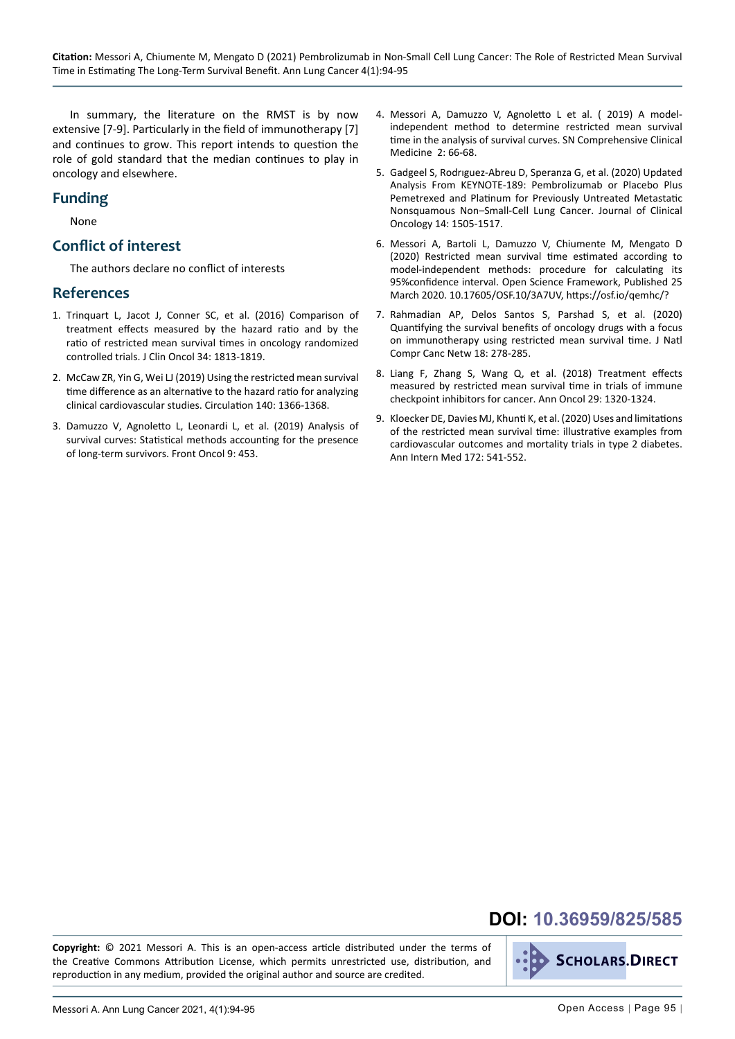In summary, the literature on the RMST is by now extensive [7-9]. Particularly in the field of immunotherapy [7] and continues to grow. This report intends to question the role of gold standard that the median continues to play in oncology and elsewhere.

## Funding

None

## Conflict of interest

The authors declare no conflict of interests

## References

1. Trinquart L, Jacot J, Conner SC, et al. (2016) Comparison of treatment effects measured by the hazard ratio and by the ratio of restricted mean survival times in oncology randomized controlled trials. J Clin Oncol 34: 1813-1819.
2. McCaw ZR, Yin G, Wei LJ (2019) Using the restricted mean survival time difference as an alternative to the hazard ratio for analyzing clinical cardiovascular studies. Circulation 140: 1366-1368.
3. Damuzzo V, Agnoletto L, Leonardi L, et al. (2019) Analysis of survival curves: Statistical methods accounting for the presence of long-term survivors. Front Oncol 9: 453.
4. Messori A, Damuzzo V, Agnoletto L et al. ( 2019) A model-independent method to determine restricted mean survival time in the analysis of survival curves. SN Comprehensive Clinical Medicine 2: 66-68.
5. Gadgeel S, Rodrıguez-Abreu D, Speranza G, et al. (2020) Updated Analysis From KEYNOTE-189: Pembrolizumab or Placebo Plus Pemetrexed and Platinum for Previously Untreated Metastatic Nonsquamous Non–Small-Cell Lung Cancer. Journal of Clinical Oncology 14: 1505-1517.
6. Messori A, Bartoli L, Damuzzo V, Chiumente M, Mengato D (2020) Restricted mean survival time estimated according to model-independent methods: procedure for calculating its 95%confidence interval. Open Science Framework, Published 25 March 2020. 10.17605/OSF.IO/3A7UV, https://osf.io/qemhc/?
7. Rahmadian AP, Delos Santos S, Parshad S, et al. (2020) Quantifying the survival benefits of oncology drugs with a focus on immunotherapy using restricted mean survival time. J Natl Compr Canc Netw 18: 278-285.
8. Liang F, Zhang S, Wang Q, et al. (2018) Treatment effects measured by restricted mean survival time in trials of immune checkpoint inhibitors for cancer. Ann Oncol 29: 1320-1324.
9. Kloecker DE, Davies MJ, Khunti K, et al. (2020) Uses and limitations of the restricted mean survival time: illustrative examples from cardiovascular outcomes and mortality trials in type 2 diabetes. Ann Intern Med 172: 541-552.

**Copyright:** © 2021 Messori A. This is an open-access article distributed under the terms of the Creative Commons Attribution License, which permits unrestricted use, distribution, and reproduction in any medium, provided the original author and source are credited.